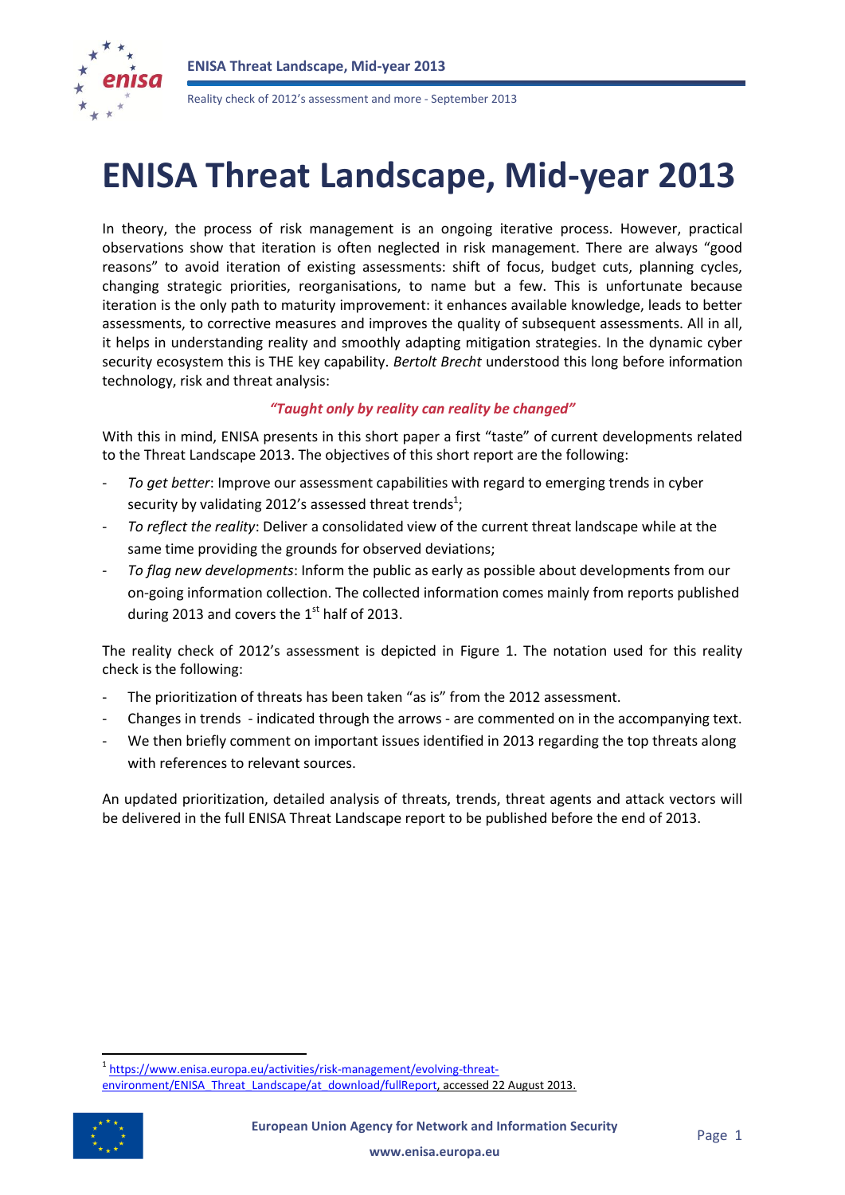# ENISA Threat Landscape, Mid-year 2013

In theory, the process of risk management is an ongoing iterative process. However, practical observations show that iteration is often neglected in risk management. There are always "good reasons" to avoid iteration of existing assessments: shift of focus, budget cuts, planning cycles, changing strategic priorities, reorganisations, to name but a few. This is unfortunate because iteration is the only path to maturity improvement: it enhances available knowledge, leads to better assessments, to corrective measures and improves the quality of subsequent assessments. All in all, it helps in understanding reality and smoothly adapting mitigation strategies. In the dynamic cyber security ecosystem this is THE key capability. *Bertolt Brecht* understood this long before information technology, risk and threat analysis:

***"Taught only by reality can reality be changed"***

With this in mind, ENISA presents in this short paper a first "taste" of current developments related to the Threat Landscape 2013. The objectives of this short report are the following:

- *To get better*: Improve our assessment capabilities with regard to emerging trends in cyber security by validating 2012's assessed threat trends[1];
- *To reflect the reality*: Deliver a consolidated view of the current threat landscape while at the same time providing the grounds for observed deviations;
- *To flag new developments*: Inform the public as early as possible about developments from our on-going information collection. The collected information comes mainly from reports published during 2013 and covers the 1st half of 2013.

The reality check of 2012's assessment is depicted in Figure 1. The notation used for this reality check is the following:

- The prioritization of threats has been taken "as is" from the 2012 assessment.
- Changes in trends - indicated through the arrows - are commented on in the accompanying text.
- We then briefly comment on important issues identified in 2013 regarding the top threats along with references to relevant sources.

An updated prioritization, detailed analysis of threats, trends, threat agents and attack vectors will be delivered in the full ENISA Threat Landscape report to be published before the end of 2013.

[1] https://www.enisa.europa.eu/activities/risk-management/evolving-threat-environment/ENISA_Threat_Landscape/at_download/fullReport, accessed 22 August 2013.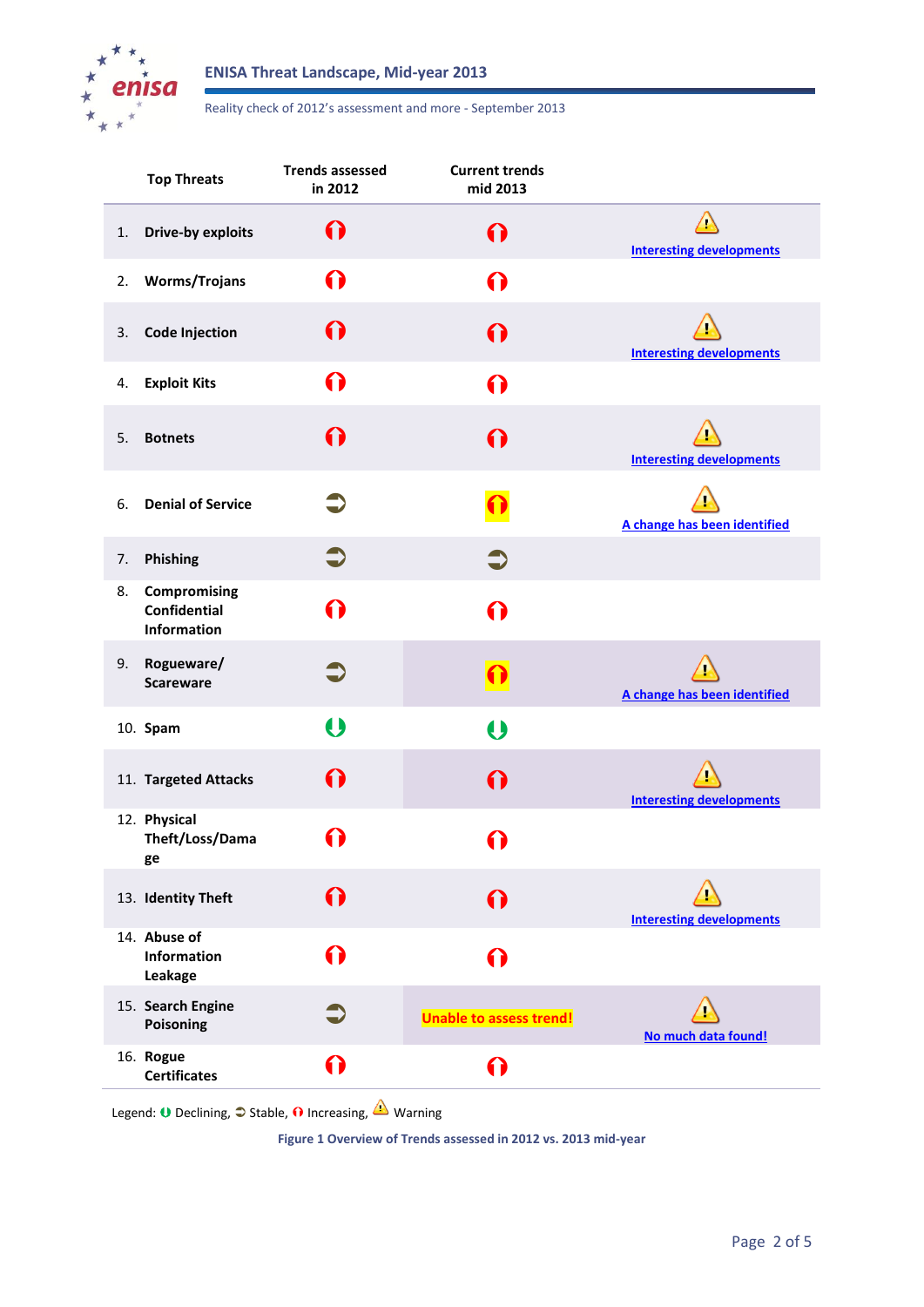| Top Threats | Trends assessed in 2012 | Current trends mid 2013 | |
|---|---|---|---|
| 1. Drive-by exploits | Increasing | Increasing | Warning Interesting developments |
| 2. Worms/Trojans | Increasing | Increasing | |
| 3. Code Injection | Increasing | Increasing | Warning Interesting developments |
| 4. Exploit Kits | Increasing | Increasing | |
| 5. Botnets | Increasing | Increasing | Warning Interesting developments |
| 6. Denial of Service | Stable | Increasing | Warning A change has been identified |
| 7. Phishing | Stable | Stable | |
| 8. Compromising Confidential Information | Increasing | Increasing | |
| 9. Rogueware/ Scareware | Stable | Increasing | Warning A change has been identified |
| 10. Spam | Declining | Declining | |
| 11. Targeted Attacks | Increasing | Increasing | Warning Interesting developments |
| 12. Physical Theft/Loss/Damage | Increasing | Increasing | |
| 13. Identity Theft | Increasing | Increasing | Warning Interesting developments |
| 14. Abuse of Information Leakage | Increasing | Increasing | |
| 15. Search Engine Poisoning | Stable | Unable to assess trend! | Warning No much data found! |
| 16. Rogue Certificates | Increasing | Increasing | |

Legend: Declining, Stable, Increasing, Warning

Figure 1 Overview of Trends assessed in 2012 vs. 2013 mid-year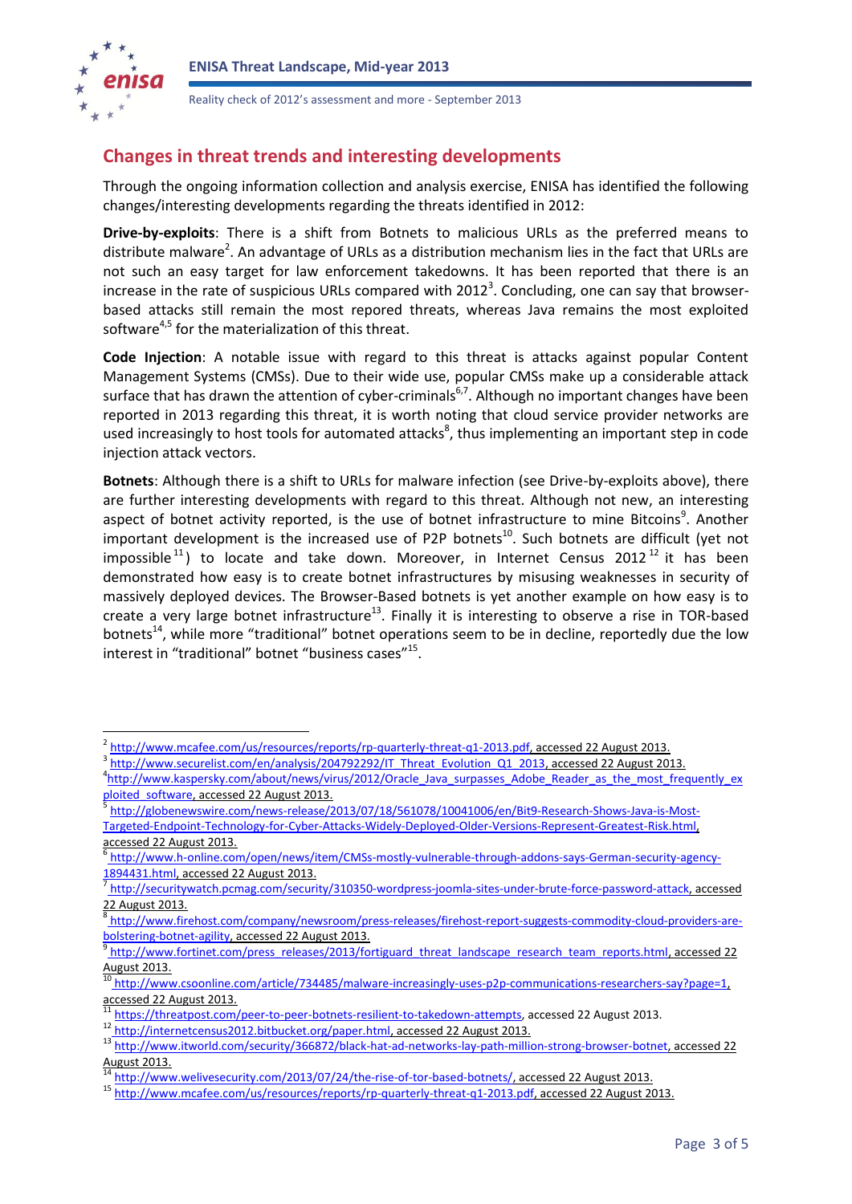## Changes in threat trends and interesting developments

Through the ongoing information collection and analysis exercise, ENISA has identified the following changes/interesting developments regarding the threats identified in 2012:

**Drive-by-exploits**: There is a shift from Botnets to malicious URLs as the preferred means to distribute malware[2]. An advantage of URLs as a distribution mechanism lies in the fact that URLs are not such an easy target for law enforcement takedowns. It has been reported that there is an increase in the rate of suspicious URLs compared with 2012[3]. Concluding, one can say that browser-based attacks still remain the most repored threats, whereas Java remains the most exploited software[4,5] for the materialization of this threat.

**Code Injection**: A notable issue with regard to this threat is attacks against popular Content Management Systems (CMSs). Due to their wide use, popular CMSs make up a considerable attack surface that has drawn the attention of cyber-criminals[6,7]. Although no important changes have been reported in 2013 regarding this threat, it is worth noting that cloud service provider networks are used increasingly to host tools for automated attacks[8], thus implementing an important step in code injection attack vectors.

**Botnets**: Although there is a shift to URLs for malware infection (see Drive-by-exploits above), there are further interesting developments with regard to this threat. Although not new, an interesting aspect of botnet activity reported, is the use of botnet infrastructure to mine Bitcoins[9]. Another important development is the increased use of P2P botnets[10]. Such botnets are difficult (yet not impossible[11]) to locate and take down. Moreover, in Internet Census 2012[12] it has been demonstrated how easy is to create botnet infrastructures by misusing weaknesses in security of massively deployed devices. The Browser-Based botnets is yet another example on how easy is to create a very large botnet infrastructure[13]. Finally it is interesting to observe a rise in TOR-based botnets[14], while more "traditional" botnet operations seem to be in decline, reportedly due the low interest in "traditional" botnet "business cases"[15].

---

[2] http://www.mcafee.com/us/resources/reports/rp-quarterly-threat-q1-2013.pdf, accessed 22 August 2013.

[3] http://www.securelist.com/en/analysis/204792292/IT_Threat_Evolution_Q1_2013, accessed 22 August 2013.

[4] http://www.kaspersky.com/about/news/virus/2012/Oracle_Java_surpasses_Adobe_Reader_as_the_most_frequently_exploited_software, accessed 22 August 2013.

[5] http://globenewswire.com/news-release/2013/07/18/561078/10041006/en/Bit9-Research-Shows-Java-is-Most-Targeted-Endpoint-Technology-for-Cyber-Attacks-Widely-Deployed-Older-Versions-Represent-Greatest-Risk.html, accessed 22 August 2013.

[6] http://www.h-online.com/open/news/item/CMSs-mostly-vulnerable-through-addons-says-German-security-agency-1894431.html, accessed 22 August 2013.

[7] http://securitywatch.pcmag.com/security/310350-wordpress-joomla-sites-under-brute-force-password-attack, accessed 22 August 2013.

[8] http://www.firehost.com/company/newsroom/press-releases/firehost-report-suggests-commodity-cloud-providers-are-bolstering-botnet-agility, accessed 22 August 2013.

[9] http://www.fortinet.com/press_releases/2013/fortiguard_threat_landscape_research_team_reports.html, accessed 22 August 2013.

[10] http://www.csoonline.com/article/734485/malware-increasingly-uses-p2p-communications-researchers-say?page=1, accessed 22 August 2013.

[11] https://threatpost.com/peer-to-peer-botnets-resilient-to-takedown-attempts, accessed 22 August 2013.

[12] http://internetcensus2012.bitbucket.org/paper.html, accessed 22 August 2013.

[13] http://www.itworld.com/security/366872/black-hat-ad-networks-lay-path-million-strong-browser-botnet, accessed 22 August 2013.

[14] http://www.welivesecurity.com/2013/07/24/the-rise-of-tor-based-botnets/, accessed 22 August 2013.

[15] http://www.mcafee.com/us/resources/reports/rp-quarterly-threat-q1-2013.pdf, accessed 22 August 2013.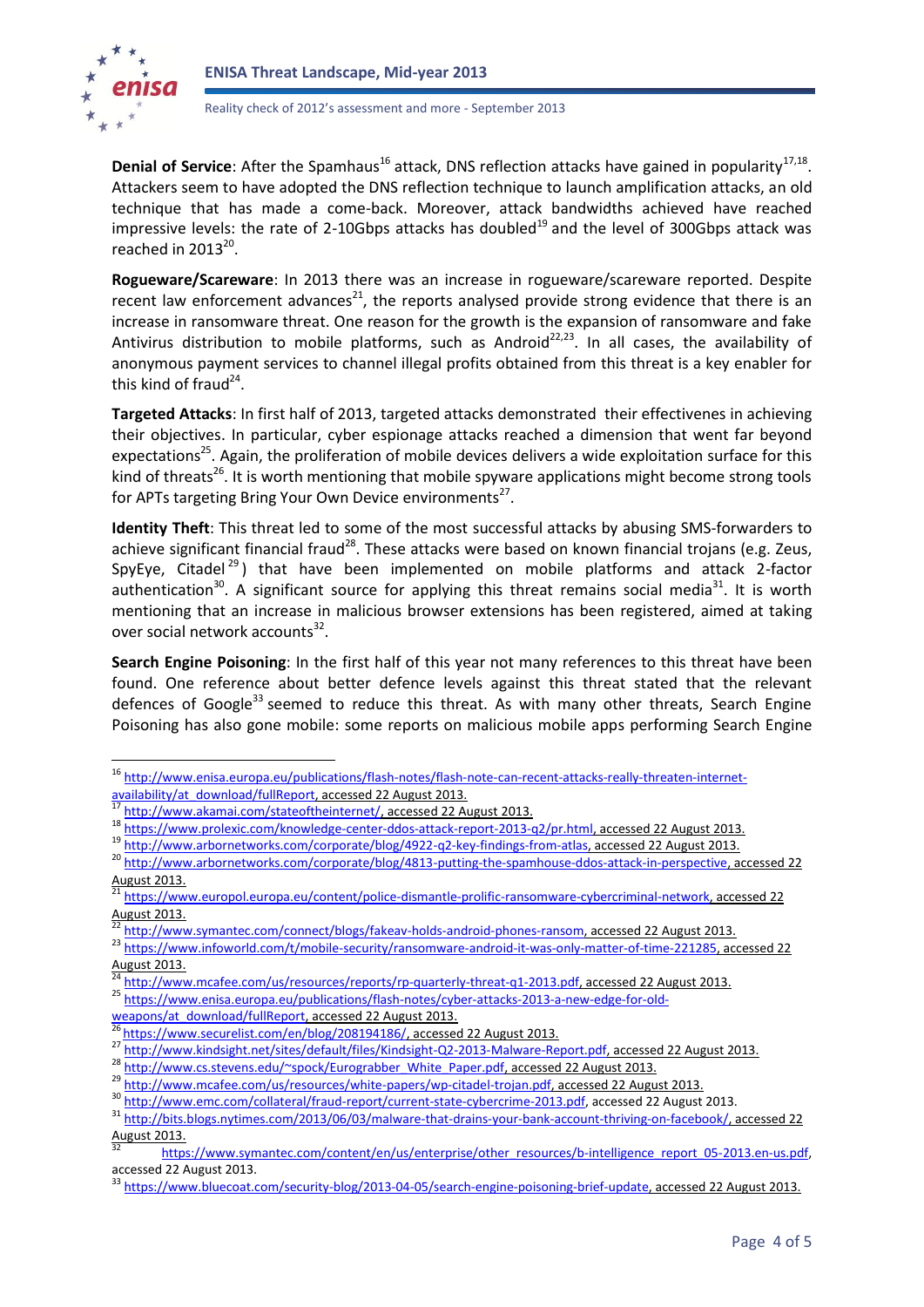**Denial of Service**: After the Spamhaus[16] attack, DNS reflection attacks have gained in popularity[17,18]. Attackers seem to have adopted the DNS reflection technique to launch amplification attacks, an old technique that has made a come-back. Moreover, attack bandwidths achieved have reached impressive levels: the rate of 2-10Gbps attacks has doubled[19] and the level of 300Gbps attack was reached in 2013[20].

**Rogueware/Scareware**: In 2013 there was an increase in rogueware/scareware reported. Despite recent law enforcement advances[21], the reports analysed provide strong evidence that there is an increase in ransomware threat. One reason for the growth is the expansion of ransomware and fake Antivirus distribution to mobile platforms, such as Android[22,23]. In all cases, the availability of anonymous payment services to channel illegal profits obtained from this threat is a key enabler for this kind of fraud[24].

**Targeted Attacks**: In first half of 2013, targeted attacks demonstrated their effectivenes in achieving their objectives. In particular, cyber espionage attacks reached a dimension that went far beyond expectations[25]. Again, the proliferation of mobile devices delivers a wide exploitation surface for this kind of threats[26]. It is worth mentioning that mobile spyware applications might become strong tools for APTs targeting Bring Your Own Device environments[27].

**Identity Theft**: This threat led to some of the most successful attacks by abusing SMS-forwarders to achieve significant financial fraud[28]. These attacks were based on known financial trojans (e.g. Zeus, SpyEye, Citadel[29]) that have been implemented on mobile platforms and attack 2-factor authentication[30]. A significant source for applying this threat remains social media[31]. It is worth mentioning that an increase in malicious browser extensions has been registered, aimed at taking over social network accounts[32].

**Search Engine Poisoning**: In the first half of this year not many references to this threat have been found. One reference about better defence levels against this threat stated that the relevant defences of Google[33] seemed to reduce this threat. As with many other threats, Search Engine Poisoning has also gone mobile: some reports on malicious mobile apps performing Search Engine

---

[16] http://www.enisa.europa.eu/publications/flash-notes/flash-note-can-recent-attacks-really-threaten-internet-availability/at_download/fullReport, accessed 22 August 2013.

[17] http://www.akamai.com/stateoftheinternet/, accessed 22 August 2013.

[18] https://www.prolexic.com/knowledge-center-ddos-attack-report-2013-q2/pr.html, accessed 22 August 2013.

[19] http://www.arbornetworks.com/corporate/blog/4922-q2-key-findings-from-atlas, accessed 22 August 2013.

[20] http://www.arbornetworks.com/corporate/blog/4813-putting-the-spamhouse-ddos-attack-in-perspective, accessed 22 August 2013.

[21] https://www.europol.europa.eu/content/police-dismantle-prolific-ransomware-cybercriminal-network, accessed 22 August 2013.

[22] http://www.symantec.com/connect/blogs/fakeav-holds-android-phones-ransom, accessed 22 August 2013.

[23] https://www.infoworld.com/t/mobile-security/ransomware-android-it-was-only-matter-of-time-221285, accessed 22 August 2013.

[24] http://www.mcafee.com/us/resources/reports/rp-quarterly-threat-q1-2013.pdf, accessed 22 August 2013.

[25] https://www.enisa.europa.eu/publications/flash-notes/cyber-attacks-2013-a-new-edge-for-old-weapons/at_download/fullReport, accessed 22 August 2013.

[26] https://www.securelist.com/en/blog/208194186/, accessed 22 August 2013.

[27] http://www.kindsight.net/sites/default/files/Kindsight-Q2-2013-Malware-Report.pdf, accessed 22 August 2013.

[28] http://www.cs.stevens.edu/~spock/Eurograbber_White_Paper.pdf, accessed 22 August 2013.

[29] http://www.mcafee.com/us/resources/white-papers/wp-citadel-trojan.pdf, accessed 22 August 2013.

[30] http://www.emc.com/collateral/fraud-report/current-state-cybercrime-2013.pdf, accessed 22 August 2013.

[31] http://bits.blogs.nytimes.com/2013/06/03/malware-that-drains-your-bank-account-thriving-on-facebook/, accessed 22 August 2013.

[32] https://www.symantec.com/content/en/us/enterprise/other_resources/b-intelligence_report_05-2013.en-us.pdf, accessed 22 August 2013.

[33] https://www.bluecoat.com/security-blog/2013-04-05/search-engine-poisoning-brief-update, accessed 22 August 2013.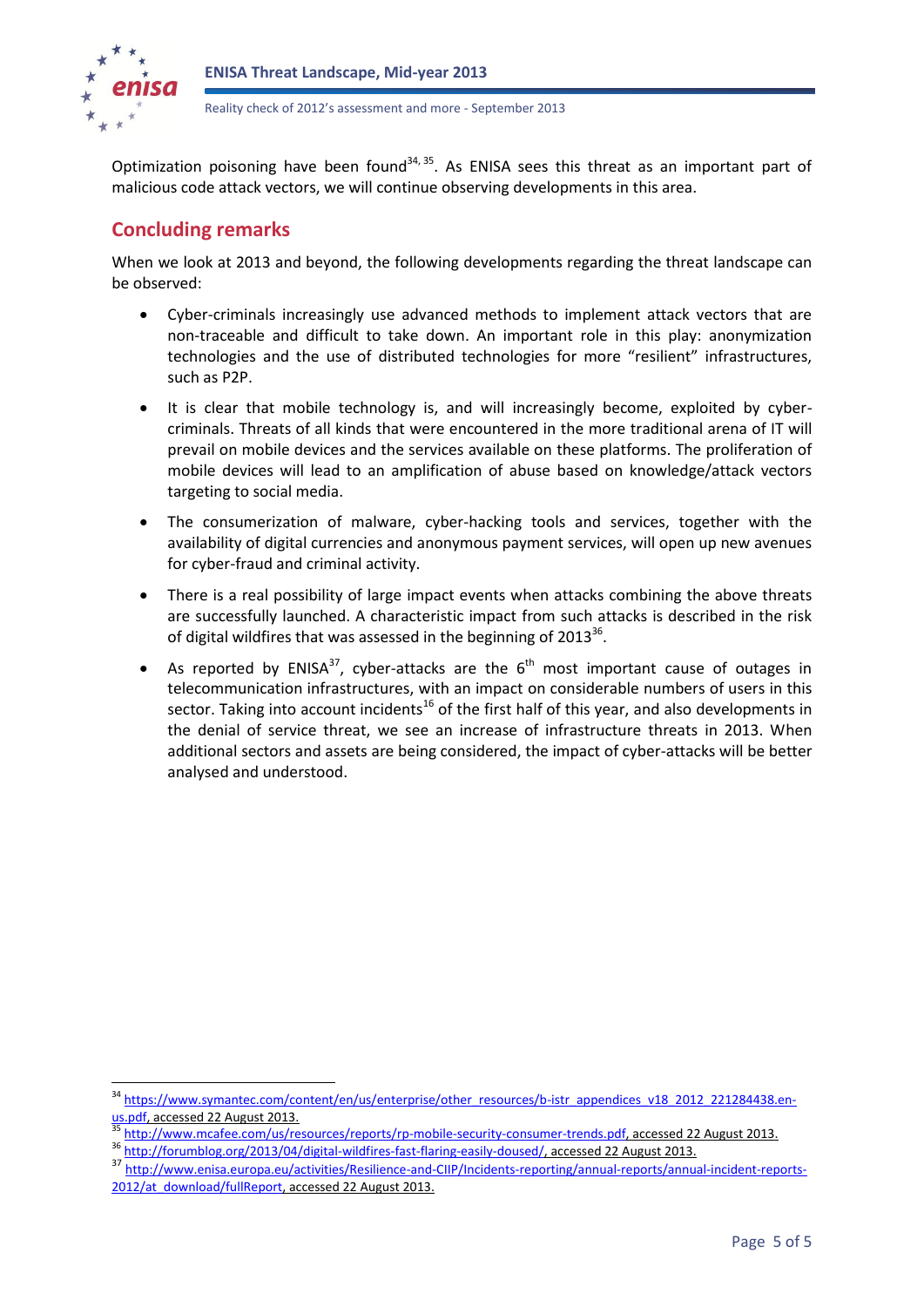Optimization poisoning have been found[34, 35]. As ENISA sees this threat as an important part of malicious code attack vectors, we will continue observing developments in this area.

## Concluding remarks

When we look at 2013 and beyond, the following developments regarding the threat landscape can be observed:

- Cyber-criminals increasingly use advanced methods to implement attack vectors that are non-traceable and difficult to take down. An important role in this play: anonymization technologies and the use of distributed technologies for more “resilient” infrastructures, such as P2P.
- It is clear that mobile technology is, and will increasingly become, exploited by cyber-criminals. Threats of all kinds that were encountered in the more traditional arena of IT will prevail on mobile devices and the services available on these platforms. The proliferation of mobile devices will lead to an amplification of abuse based on knowledge/attack vectors targeting to social media.
- The consumerization of malware, cyber-hacking tools and services, together with the availability of digital currencies and anonymous payment services, will open up new avenues for cyber-fraud and criminal activity.
- There is a real possibility of large impact events when attacks combining the above threats are successfully launched. A characteristic impact from such attacks is described in the risk of digital wildfires that was assessed in the beginning of 2013[36].
- As reported by ENISA[37], cyber-attacks are the 6th most important cause of outages in telecommunication infrastructures, with an impact on considerable numbers of users in this sector. Taking into account incidents[16] of the first half of this year, and also developments in the denial of service threat, we see an increase of infrastructure threats in 2013. When additional sectors and assets are being considered, the impact of cyber-attacks will be better analysed and understood.

---

[34] https://www.symantec.com/content/en/us/enterprise/other_resources/b-istr_appendices_v18_2012_221284438.en-us.pdf, accessed 22 August 2013.

[35] http://www.mcafee.com/us/resources/reports/rp-mobile-security-consumer-trends.pdf, accessed 22 August 2013.

[36] http://forumblog.org/2013/04/digital-wildfires-fast-flaring-easily-doused/, accessed 22 August 2013.

[37] http://www.enisa.europa.eu/activities/Resilience-and-CIIP/Incidents-reporting/annual-reports/annual-incident-reports-2012/at_download/fullReport, accessed 22 August 2013.